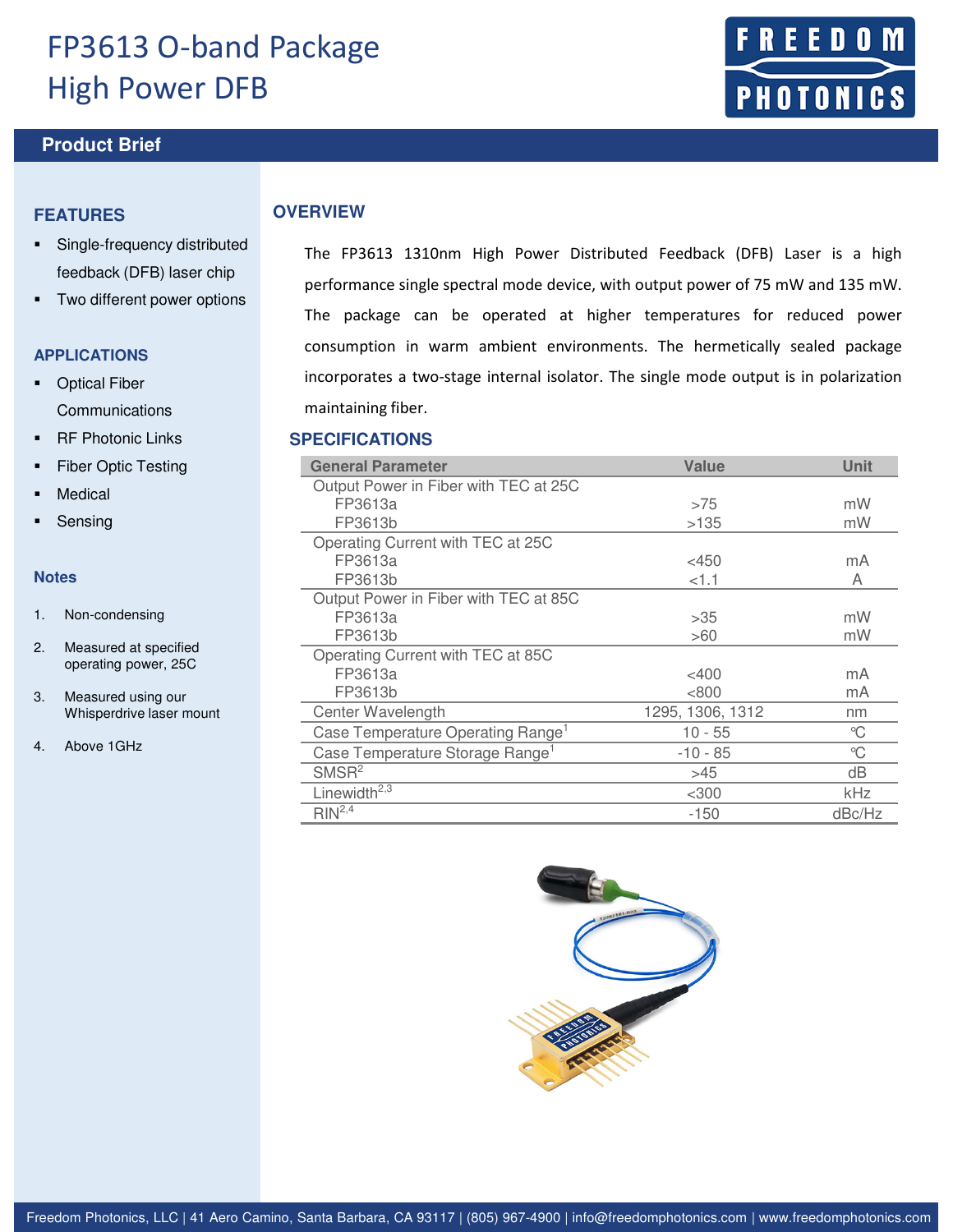# FP3613 O-band Package High Power DFB

## Product Brief

### FEATURES

- Single-frequency distributed feedback (DFB) laser chip
- Two different power options

### APPLICATIONS

- Optical Fiber Communications
- RF Photonic Links
- Fiber Optic Testing
- Medical
- Sensing

### Notes

1. Non-condensing
2. Measured at specified operating power, 25C
3. Measured using our Whisperdrive laser mount
4. Above 1GHz

### OVERVIEW

The FP3613 1310nm High Power Distributed Feedback (DFB) Laser is a high performance single spectral mode device, with output power of 75 mW and 135 mW. The package can be operated at higher temperatures for reduced power consumption in warm ambient environments. The hermetically sealed package incorporates a two-stage internal isolator. The single mode output is in polarization maintaining fiber.

### SPECIFICATIONS

| General Parameter | Value | Unit |
|---|---|---|
| Output Power in Fiber with TEC at 25C | | |
| FP3613a | >75 | mW |
| FP3613b | >135 | mW |
| Operating Current with TEC at 25C | | |
| FP3613a | <450 | mA |
| FP3613b | <1.1 | A |
| Output Power in Fiber with TEC at 85C | | |
| FP3613a | >35 | mW |
| FP3613b | >60 | mW |
| Operating Current with TEC at 85C | | |
| FP3613a | <400 | mA |
| FP3613b | <800 | mA |
| Center Wavelength | 1295, 1306, 1312 | nm |
| Case Temperature Operating Range[1] | 10 - 55 | °C |
| Case Temperature Storage Range[1] | -10 - 85 | °C |
| SMSR[2] | >45 | dB |
| Linewidth[2,3] | <300 | kHz |
| RIN[2,4] | -150 | dBc/Hz |

Freedom Photonics, LLC | 41 Aero Camino, Santa Barbara, CA 93117 | (805) 967-4900 | info@freedomphotonics.com | www.freedomphotonics.com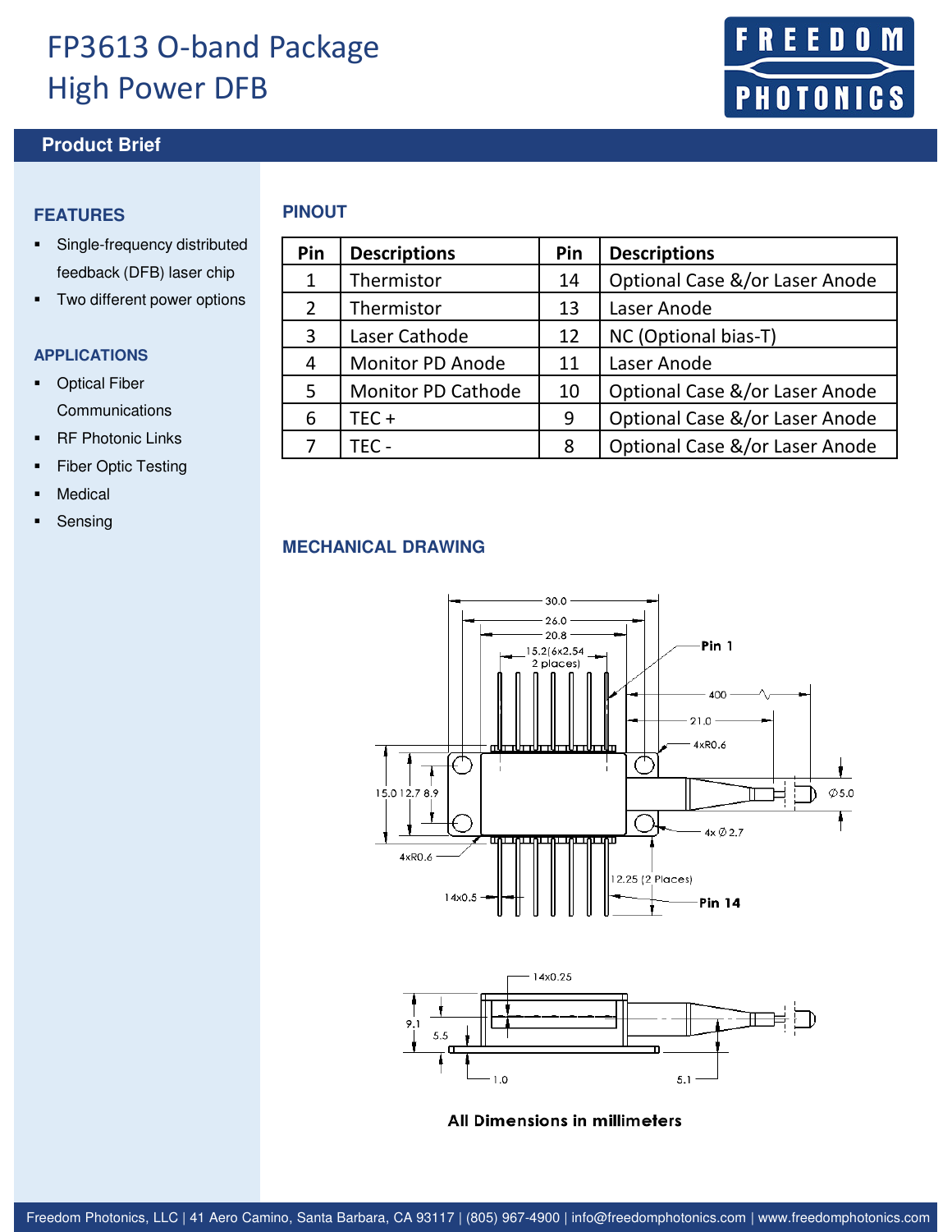# FP3613 O-band Package
# High Power DFB

**Product Brief**

### FEATURES

- Single-frequency distributed feedback (DFB) laser chip
- Two different power options

### APPLICATIONS

- Optical Fiber Communications
- RF Photonic Links
- Fiber Optic Testing
- Medical
- Sensing

### PINOUT

| Pin | Descriptions | Pin | Descriptions |
|---|---|---|---|
| 1 | Thermistor | 14 | Optional Case &/or Laser Anode |
| 2 | Thermistor | 13 | Laser Anode |
| 3 | Laser Cathode | 12 | NC (Optional bias-T) |
| 4 | Monitor PD Anode | 11 | Laser Anode |
| 5 | Monitor PD Cathode | 10 | Optional Case &/or Laser Anode |
| 6 | TEC + | 9 | Optional Case &/or Laser Anode |
| 7 | TEC - | 8 | Optional Case &/or Laser Anode |

### MECHANICAL DRAWING

30.0
26.0
20.8
15.2(6x2.54 2 places)
Pin 1
400
21.0
4xR0.6
15.0 12.7 8.9
Ø5.0
4x Ø 2.7
4xR0.6
12.25 (2 Places)
14x0.5
Pin 14

14x0.25
9.1
5.5
1.0
5.1

**All Dimensions in millimeters**